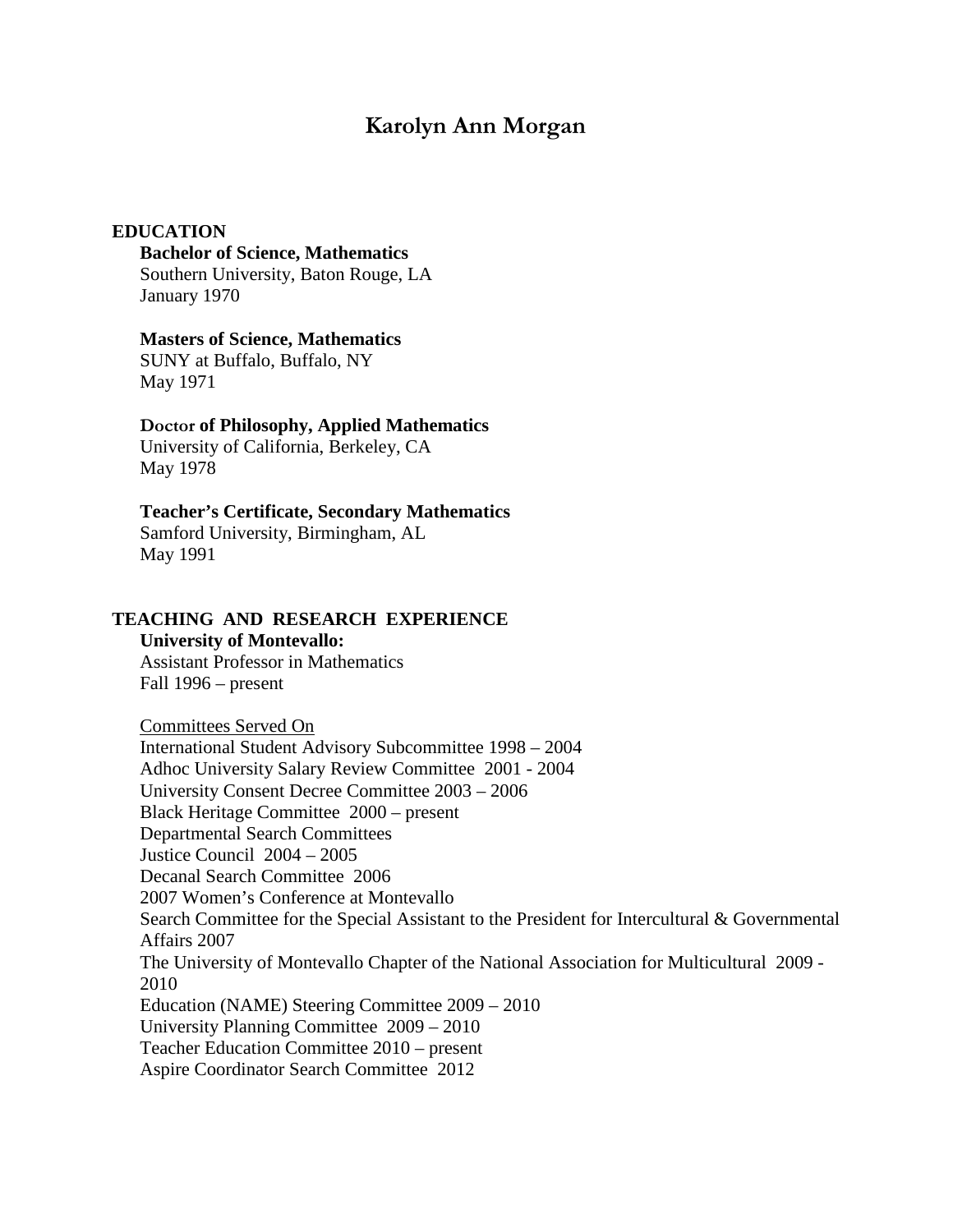# Karolyn Ann Morgan

## EDUCATION

**Bachelor of Science, Mathematics**
Southern University, Baton Rouge, LA
January 1970

**Masters of Science, Mathematics**
SUNY at Buffalo, Buffalo, NY
May 1971

**Doctor of Philosophy, Applied Mathematics**
University of California, Berkeley, CA
May 1978

**Teacher's Certificate, Secondary Mathematics**
Samford University, Birmingham, AL
May 1991

## TEACHING AND RESEARCH EXPERIENCE

**University of Montevallo:**
Assistant Professor in Mathematics
Fall 1996 – present

Committees Served On

International Student Advisory Subcommittee 1998 – 2004
Adhoc University Salary Review Committee 2001 - 2004
University Consent Decree Committee 2003 – 2006
Black Heritage Committee 2000 – present
Departmental Search Committees
Justice Council 2004 – 2005
Decanal Search Committee 2006
2007 Women's Conference at Montevallo
Search Committee for the Special Assistant to the President for Intercultural & Governmental Affairs 2007
The University of Montevallo Chapter of the National Association for Multicultural 2009 - 2010
Education (NAME) Steering Committee 2009 – 2010
University Planning Committee 2009 – 2010
Teacher Education Committee 2010 – present
Aspire Coordinator Search Committee 2012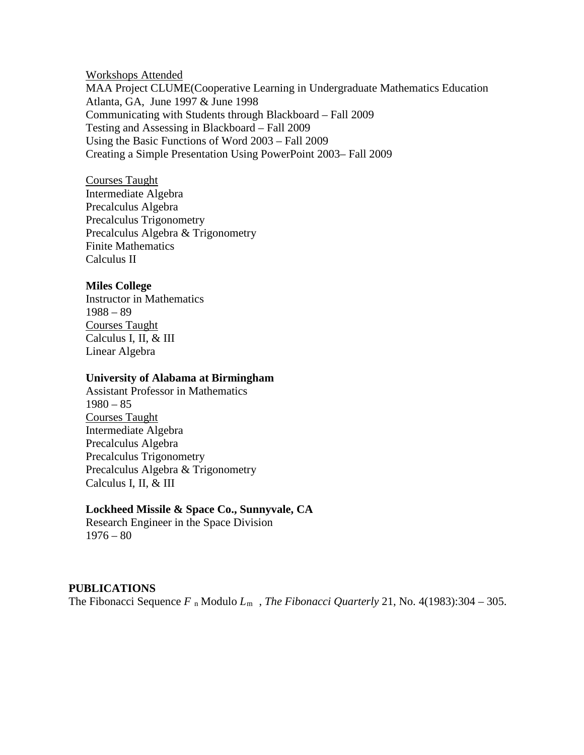Workshops Attended

MAA Project CLUME(Cooperative Learning in Undergraduate Mathematics Education
Atlanta, GA, June 1997 & June 1998
Communicating with Students through Blackboard – Fall 2009
Testing and Assessing in Blackboard – Fall 2009
Using the Basic Functions of Word 2003 – Fall 2009
Creating a Simple Presentation Using PowerPoint 2003– Fall 2009

Courses Taught

Intermediate Algebra
Precalculus Algebra
Precalculus Trigonometry
Precalculus Algebra & Trigonometry
Finite Mathematics
Calculus II

**Miles College**
Instructor in Mathematics
1988 – 89

Courses Taught

Calculus I, II, & III
Linear Algebra

**University of Alabama at Birmingham**
Assistant Professor in Mathematics
1980 – 85

Courses Taught

Intermediate Algebra
Precalculus Algebra
Precalculus Trigonometry
Precalculus Algebra & Trigonometry
Calculus I, II, & III

**Lockheed Missile & Space Co., Sunnyvale, CA**
Research Engineer in the Space Division
1976 – 80

## PUBLICATIONS

The Fibonacci Sequence $F_n$ Modulo $L_m$ , *The Fibonacci Quarterly* 21, No. 4(1983):304 – 305.